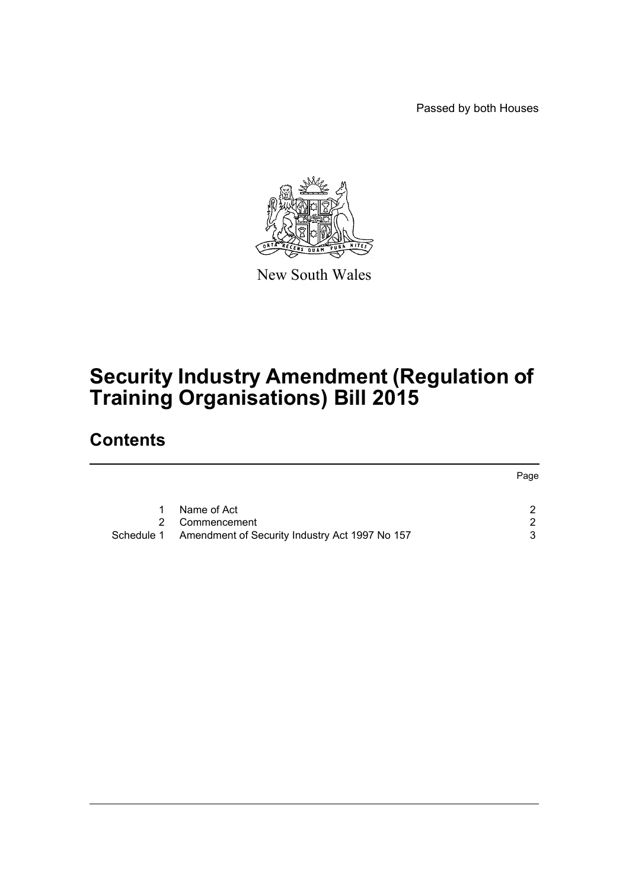Passed by both Houses

New South Wales

# Security Industry Amendment (Regulation of Training Organisations) Bill 2015

## Contents

| | | Page |
|---|---|---|
| 1 | Name of Act | 2 |
| 2 | Commencement | 2 |
| Schedule 1 | Amendment of Security Industry Act 1997 No 157 | 3 |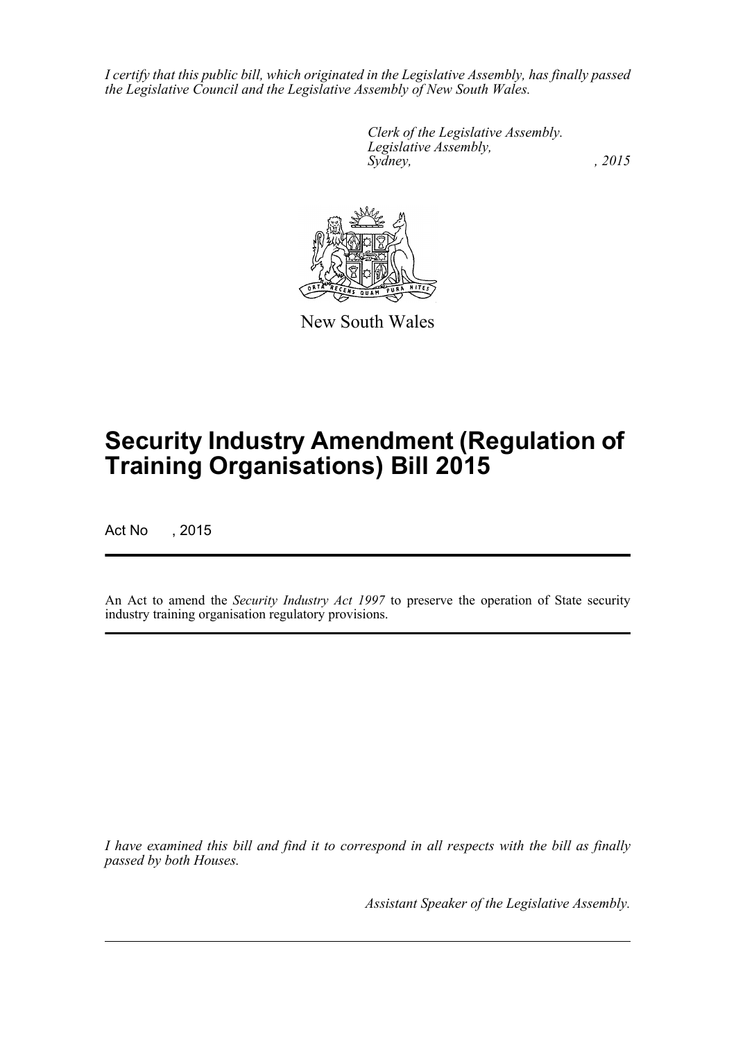*I certify that this public bill, which originated in the Legislative Assembly, has finally passed the Legislative Council and the Legislative Assembly of New South Wales.*

*Clerk of the Legislative Assembly.*
*Legislative Assembly,*
*Sydney, , 2015*

New South Wales

# Security Industry Amendment (Regulation of Training Organisations) Bill 2015

Act No , 2015

An Act to amend the *Security Industry Act 1997* to preserve the operation of State security industry training organisation regulatory provisions.

*I have examined this bill and find it to correspond in all respects with the bill as finally passed by both Houses.*

*Assistant Speaker of the Legislative Assembly.*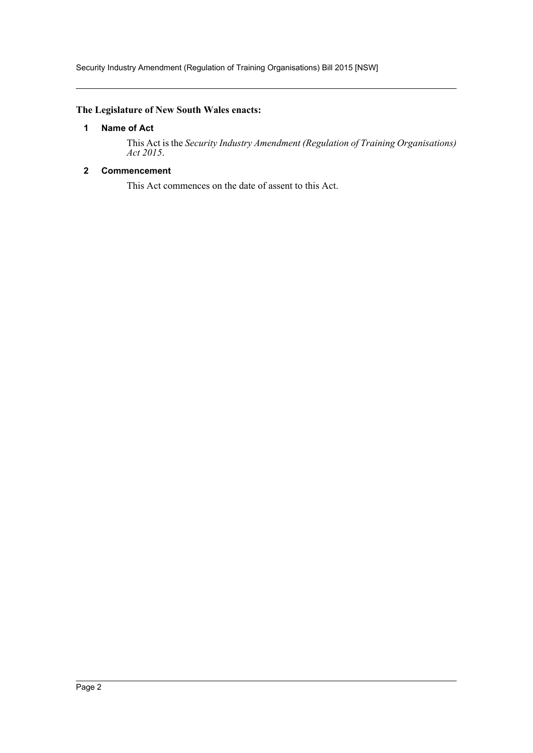**The Legislature of New South Wales enacts:**

## 1 Name of Act

This Act is the *Security Industry Amendment (Regulation of Training Organisations) Act 2015*.

## 2 Commencement

This Act commences on the date of assent to this Act.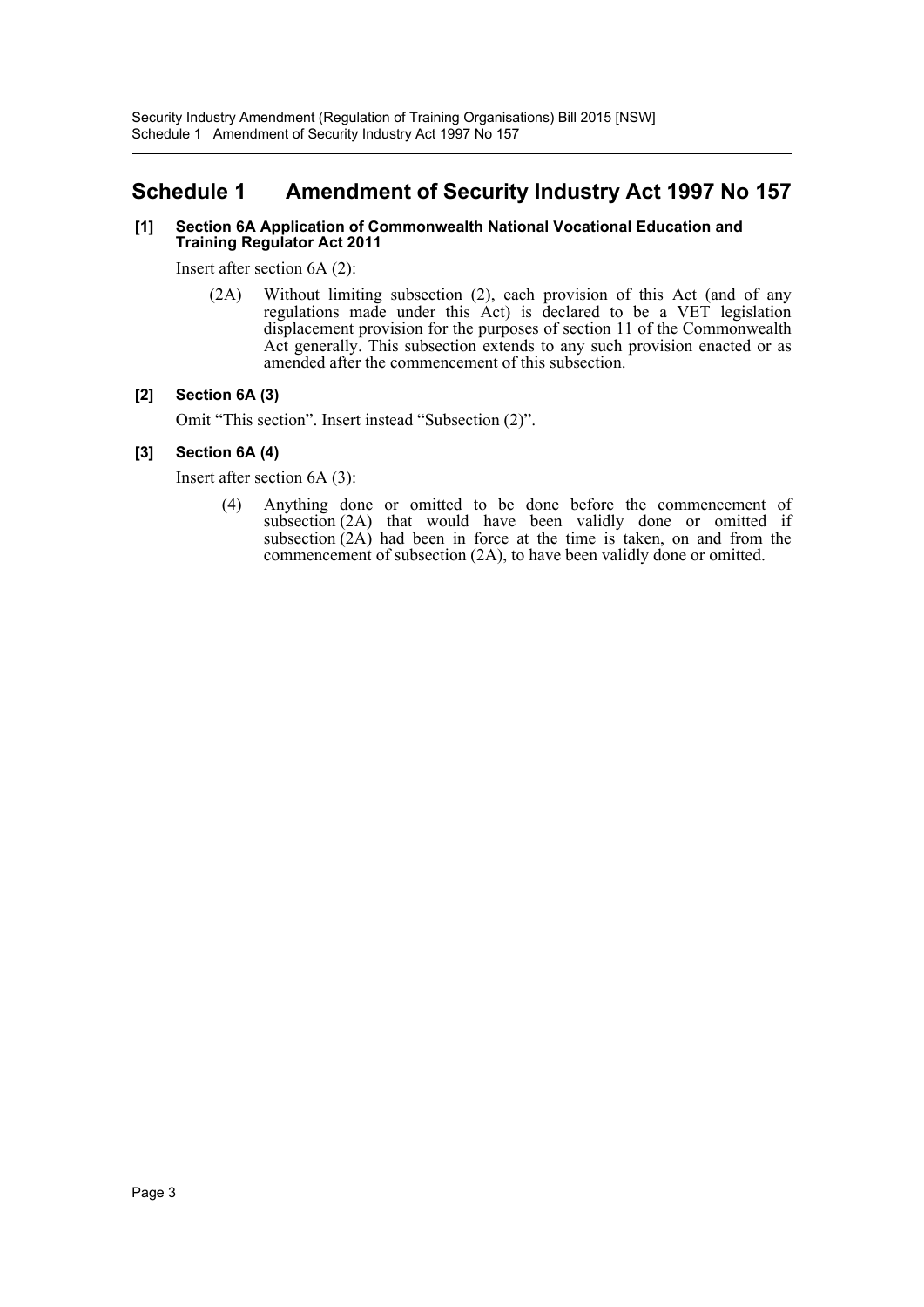# Schedule 1 Amendment of Security Industry Act 1997 No 157

**[1] Section 6A Application of Commonwealth National Vocational Education and Training Regulator Act 2011**

Insert after section 6A (2):

> (2A) Without limiting subsection (2), each provision of this Act (and of any regulations made under this Act) is declared to be a VET legislation displacement provision for the purposes of section 11 of the Commonwealth Act generally. This subsection extends to any such provision enacted or as amended after the commencement of this subsection.

**[2] Section 6A (3)**

Omit "This section". Insert instead "Subsection (2)".

**[3] Section 6A (4)**

Insert after section 6A (3):

> (4) Anything done or omitted to be done before the commencement of subsection (2A) that would have been validly done or omitted if subsection (2A) had been in force at the time is taken, on and from the commencement of subsection (2A), to have been validly done or omitted.